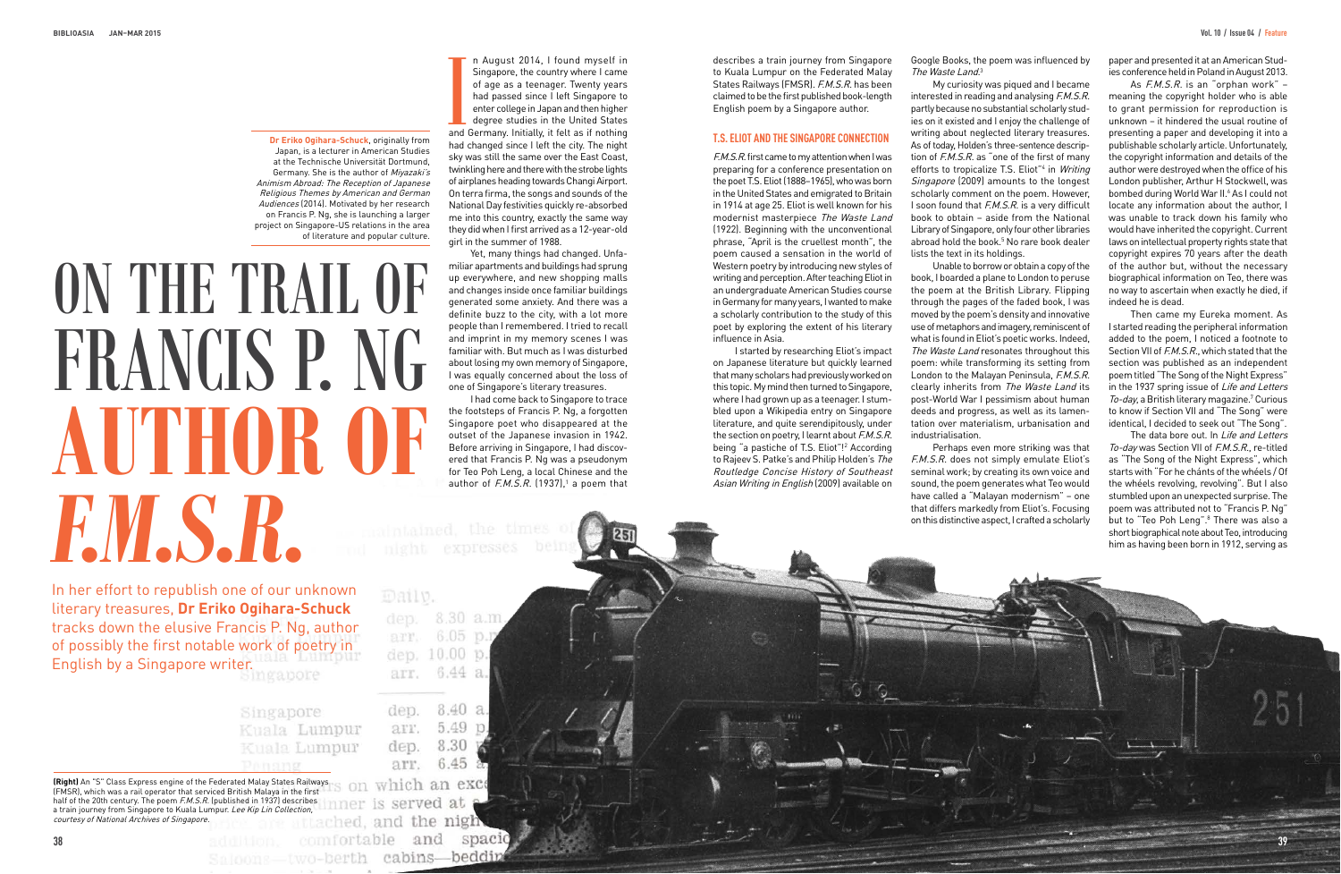# ON THE TRAIL OF FRANCIS P. NG AUTHOR OF *F.M.S.R.*

In her effort to republish one of our unknown literary treasures, **Dr Eriko Ogihara-Schuck** tracks down the elusive Francis P. Ng, author of possibly the first notable work of poetry in English by a Singapore writer.

**Dr Eriko Ogihara-Schuck**, originally from Japan, is a lecturer in American Studies at the Technische Universität Dortmund, Germany. She is the author of *Miyazaki's Animism Abroad: The Reception of Japanese Religious Themes by American and German Audiences* (2014). Motivated by her research on Francis P. Ng, she is launching a larger project on Singapore-US relations in the area of literature and popular culture.

In August 2014, I found myself in Singapore, the country where I came of age as a teenager. Twenty years had passed since I left Singapore to enter college in Japan and then higher degree studies in the United States and Germany. Initially, it felt as if nothing had changed since I left the city. The night sky was still the same over the East Coast, twinkling here and there with the strobe lights of airplanes heading towards Changi Airport. On terra firma, the songs and sounds of the National Day festivities quickly re-absorbed me into this country, exactly the same way they did when I first arrived as a 12-year-old girl in the summer of 1988.

Yet, many things had changed. Unfamiliar apartments and buildings had sprung up everywhere, and new shopping malls and changes inside once familiar buildings generated some anxiety. And there was a definite buzz to the city, with a lot more people than I remembered. I tried to recall and imprint in my memory scenes I was familiar with. But much as I was disturbed about losing my own memory of Singapore, I was equally concerned about the loss of one of Singapore's literary treasures.

I had come back to Singapore to trace the footsteps of Francis P. Ng, a forgotten Singapore poet who disappeared at the outset of the Japanese invasion in 1942. Before arriving in Singapore, I had discovered that Francis P. Ng was a pseudonym for Teo Poh Leng, a local Chinese and the author of *F.M.S.R.* (1937),[1] a poem that describes a train journey from Singapore to Kuala Lumpur on the Federated Malay States Railways (FMSR). *F.M.S.R.* has been claimed to be the first published book-length English poem by a Singapore author.

## T.S. ELIOT AND THE SINGAPORE CONNECTION

*F.M.S.R.* first came to my attention when I was preparing for a conference presentation on the poet T.S. Eliot (1888–1965), who was born in the United States and emigrated to Britain in 1914 at age 25. Eliot is well known for his modernist masterpiece *The Waste Land* (1922). Beginning with the unconventional phrase, "April is the cruellest month", the poem caused a sensation in the world of Western poetry by introducing new styles of writing and perception. After teaching Eliot in an undergraduate American Studies course in Germany for many years, I wanted to make a scholarly contribution to the study of this poet by exploring the extent of his literary influence in Asia.

I started by researching Eliot's impact on Japanese literature but quickly learned that many scholars had previously worked on this topic. My mind then turned to Singapore, where I had grown up as a teenager. I stumbled upon a Wikipedia entry on Singapore literature, and quite serendipitously, under the section on poetry, I learnt about *F.M.S.R.* being "a pastiche of T.S. Eliot"![2] According to Rajeev S. Patke's and Philip Holden's *The Routledge Concise History of Southeast Asian Writing in English* (2009) available on Google Books, the poem was influenced by *The Waste Land*.[3]

My curiosity was piqued and I became interested in reading and analysing *F.M.S.R.* partly because no substantial scholarly studies on it existed and I enjoy the challenge of writing about neglected literary treasures. As of today, Holden's three-sentence description of *F.M.S.R.* as "one of the first of many efforts to tropicalize T.S. Eliot"[4] in *Writing Singapore* (2009) amounts to the longest scholarly comment on the poem. However, I soon found that *F.M.S.R.* is a very difficult book to obtain – aside from the National Library of Singapore, only four other libraries abroad hold the book.[5] No rare book dealer lists the text in its holdings.

Unable to borrow or obtain a copy of the book, I boarded a plane to London to peruse the poem at the British Library. Flipping through the pages of the faded book, I was moved by the poem's density and innovative use of metaphors and imagery, reminiscent of what is found in Eliot's poetic works. Indeed, *The Waste Land* resonates throughout this poem: while transforming its setting from London to the Malayan Peninsula, *F.M.S.R.* clearly inherits from *The Waste Land* its post-World War I pessimism about human deeds and progress, as well as its lamentation over materialism, urbanisation and industrialisation.

Perhaps even more striking was that *F.M.S.R.* does not simply emulate Eliot's seminal work; by creating its own voice and sound, the poem generates what Teo would have called a "Malayan modernism" – one that differs markedly from Eliot's. Focusing on this distinctive aspect, I crafted a scholarly paper and presented it at an American Studies conference held in Poland in August 2013.

As *F.M.S.R.* is an "orphan work" – meaning the copyright holder who is able to grant permission for reproduction is unknown – it hindered the usual routine of presenting a paper and developing it into a publishable scholarly article. Unfortunately, the copyright information and details of the author were destroyed when the office of his London publisher, Arthur H Stockwell, was bombed during World War II.[6] As I could not locate any information about the author, I was unable to track down his family who would have inherited the copyright. Current laws on intellectual property rights state that copyright expires 70 years after the death of the author but, without the necessary biographical information on Teo, there was no way to ascertain when exactly he died, if indeed he is dead.

Then came my Eureka moment. As I started reading the peripheral information added to the poem, I noticed a footnote to Section VII of *F.M.S.R.*, which stated that the section was published as an independent poem titled "The Song of the Night Express" in the 1937 spring issue of *Life and Letters To-day*, a British literary magazine.[7] Curious to know if Section VII and "The Song" were identical, I decided to seek out "The Song".

The data bore out. In *Life and Letters To-day* was Section VII of *F.M.S.R.*, re-titled as "The Song of the Night Express", which starts with "For he chánts of the whéels / Of the whéels revolving, revolving". But I also stumbled upon an unexpected surprise. The poem was attributed not to "Francis P. Ng" but to "Teo Poh Leng".[8] There was also a short biographical note about Teo, introducing him as having been born in 1912, serving as

**(Right)** An "S" Class Express engine of the Federated Malay States Railways (FMSR), which was a rail operator that serviced British Malaya in the first half of the 20th century. The poem *F.M.S.R.* (published in 1937) describes a train journey from Singapore to Kuala Lumpur. *Lee Kip Lin Collection, courtesy of National Archives of Singapore.*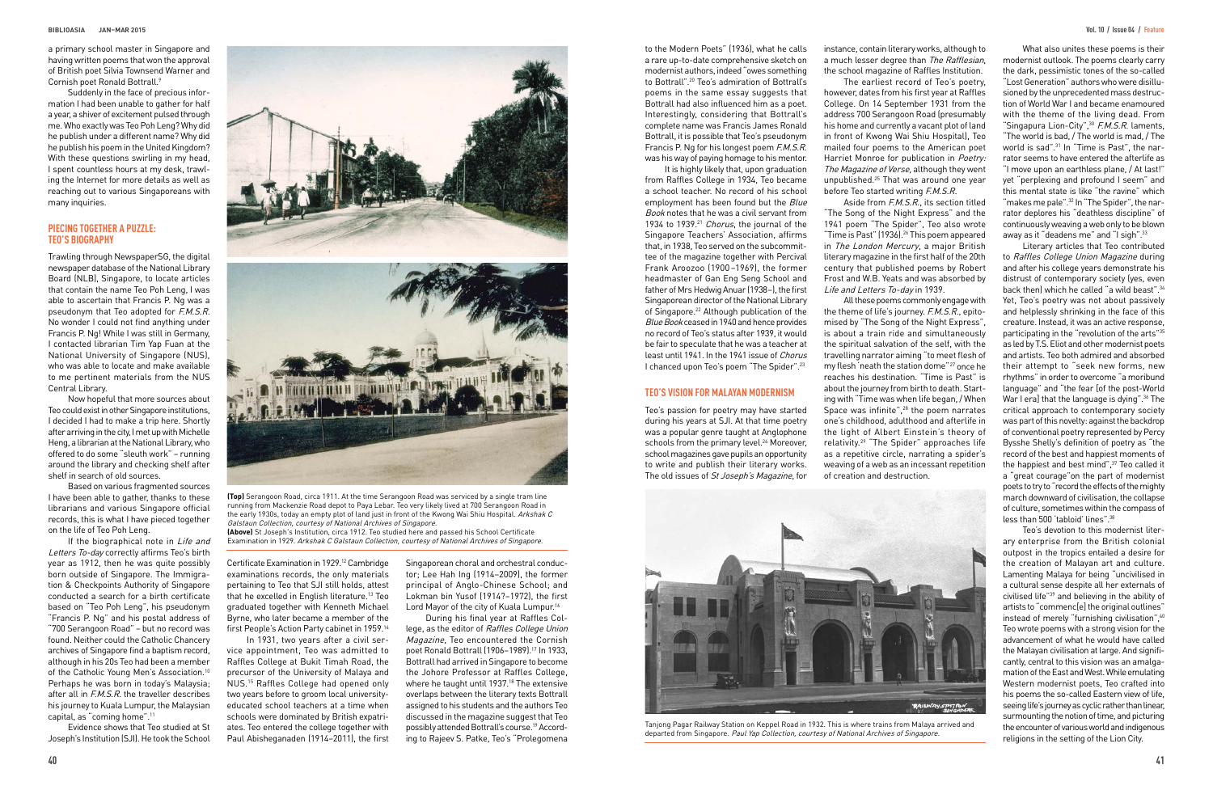a primary school master in Singapore and having written poems that won the approval of British poet Silvia Townsend Warner and Cornish poet Ronald Bottrall.[9]

Suddenly in the face of precious information I had been unable to gather for half a year, a shiver of excitement pulsed through me. Who exactly was Teo Poh Leng? Why did he publish under a different name? Why did he publish his poem in the United Kingdom? With these questions swirling in my head, I spent countless hours at my desk, trawling the Internet for more details as well as reaching out to various Singaporeans with many inquiries.

## PIECING TOGETHER A PUZZLE: TEO'S BIOGRAPHY

Trawling through NewspaperSG, the digital newspaper database of the National Library Board (NLB), Singapore, to locate articles that contain the name Teo Poh Leng, I was able to ascertain that Francis P. Ng was a pseudonym that Teo adopted for *F.M.S.R.* No wonder I could not find anything under Francis P. Ng! While I was still in Germany, I contacted librarian Tim Yap Fuan at the National University of Singapore (NUS), who was able to locate and make available to me pertinent materials from the NUS Central Library.

Now hopeful that more sources about Teo could exist in other Singapore institutions, I decided I had to make a trip here. Shortly after arriving in the city, I met up with Michelle Heng, a librarian at the National Library, who offered to do some "sleuth work" – running around the library and checking shelf after shelf in search of old sources.

Based on various fragmented sources I have been able to gather, thanks to these librarians and various Singapore official records, this is what I have pieced together on the life of Teo Poh Leng.

If the biographical note in *Life and Letters To-day* correctly affirms Teo's birth year as 1912, then he was quite possibly born outside of Singapore. The Immigration & Checkpoints Authority of Singapore conducted a search for a birth certificate based on "Teo Poh Leng", his pseudonym "Francis P. Ng" and his postal address of "700 Serangoon Road" – but no record was found. Neither could the Catholic Chancery archives of Singapore find a baptism record, although in his 20s Teo had been a member of the Catholic Young Men's Association.[10] Perhaps he was born in today's Malaysia; after all in *F.M.S.R.* the traveller describes his journey to Kuala Lumpur, the Malaysian capital, as "coming home".[11]

Evidence shows that Teo studied at St Joseph's Institution (SJI). He took the School Certificate Examination in 1929.[12] Cambridge examinations records, the only materials pertaining to Teo that SJI still holds, attest that he excelled in English literature.[13] Teo graduated together with Kenneth Michael Byrne, who later became a member of the first People's Action Party cabinet in 1959.[14]

In 1931, two years after a civil service appointment, Teo was admitted to Raffles College at Bukit Timah Road, the precursor of the University of Malaya and NUS.[15] Raffles College had opened only two years before to groom local university-educated school teachers at a time when schools were dominated by British expatriates. Teo entered the college together with Paul Abisheganaden (1914–2011), the first Singaporean choral and orchestral conductor; Lee Hah Ing (1914–2009), the former principal of Anglo-Chinese School; and Lokman bin Yusof (1914?–1972), the first Lord Mayor of the city of Kuala Lumpur.[16]

During his final year at Raffles College, as the editor of *Raffles College Union Magazine*, Teo encountered the Cornish poet Ronald Bottrall (1906–1989).[17] In 1933, Bottrall had arrived in Singapore to become the Johore Professor at Raffles College, where he taught until 1937.[18] The extensive overlaps between the literary texts Bottrall assigned to his students and the authors Teo discussed in the magazine suggest that Teo possibly attended Bottrall's course.[19] According to Rajeev S. Patke, Teo's "Prolegomena to the Modern Poets" (1936), what he calls a rare up-to-date comprehensive sketch on modernist authors, indeed "owes something to Bottrall".[20] Teo's admiration of Bottrall's poems in the same essay suggests that Bottrall had also influenced him as a poet. Interestingly, considering that Bottrall's complete name was Francis James Ronald Bottrall, it is possible that Teo's pseudonym Francis P. Ng for his longest poem *F.M.S.R.* was his way of paying homage to his mentor.

It is highly likely that, upon graduation from Raffles College in 1934, Teo became a school teacher. No record of his school employment has been found but the *Blue Book* notes that he was a civil servant from 1934 to 1939.[21] *Chorus*, the journal of the Singapore Teachers' Association, affirms that, in 1938, Teo served on the subcommittee of the magazine together with Percival Frank Aroozoo (1900–1969), the former headmaster of Gan Eng Seng School and father of Mrs Hedwig Anuar (1938–), the first Singaporean director of the National Library of Singapore.[22] Although publication of the *Blue Book* ceased in 1940 and hence provides no record of Teo's status after 1939, it would be fair to speculate that he was a teacher at least until 1941. In the 1941 issue of *Chorus* I chanced upon Teo's poem "The Spider".[23]

**(Top)** Serangoon Road, circa 1911. At the time Serangoon Road was serviced by a single tram line running from Mackenzie Road depot to Paya Lebar. Teo very likely lived at 700 Serangoon Road in the early 1930s, today an empty plot of land just in front of the Kwong Wai Shiu Hospital. *Arkshak C Galstaun Collection, courtesy of National Archives of Singapore.*
**(Above)** St Joseph's Institution, circa 1912. Teo studied here and passed his School Certificate Examination in 1929. *Arkshak C Galstaun Collection, courtesy of National Archives of Singapore.*

## TEO'S VISION FOR MALAYAN MODERNISM

Teo's passion for poetry may have started during his years at SJI. At that time poetry was a popular genre taught at Anglophone schools from the primary level.[24] Moreover, school magazines gave pupils an opportunity to write and publish their literary works. The old issues of *St Joseph's Magazine*, for instance, contain literary works, although to a much lesser degree than *The Rafflesian*, the school magazine of Raffles Institution.

The earliest record of Teo's poetry, however, dates from his first year at Raffles College. On 14 September 1931 from the address 700 Serangoon Road (presumably his home and currently a vacant plot of land in front of Kwong Wai Shiu Hospital), Teo mailed four poems to the American poet Harriet Monroe for publication in *Poetry: The Magazine of Verse*, although they went unpublished.[25] That was around one year before Teo started writing *F.M.S.R.*

Aside from *F.M.S.R.*, its section titled "The Song of the Night Express" and the 1941 poem "The Spider", Teo also wrote "Time is Past" (1936).[26] This poem appeared in *The London Mercury*, a major British literary magazine in the first half of the 20th century that published poems by Robert Frost and W.B. Yeats and was absorbed by *Life and Letters To-day* in 1939.

All these poems commonly engage with the theme of life's journey. *F.M.S.R.*, epitomised by "The Song of the Night Express", is about a train ride and simultaneously the spiritual salvation of the self, with the travelling narrator aiming "to meet flesh of my flesh 'neath the station dome"[27] once he reaches his destination. "Time is Past" is about the journey from birth to death. Starting with "Time was when life began, / When Space was infinite",[28] the poem narrates one's childhood, adulthood and afterlife in the light of Albert Einstein's theory of relativity.[29] "The Spider" approaches life as a repetitive circle, narrating a spider's weaving of a web as an incessant repetition of creation and destruction.

Tanjong Pagar Railway Station on Keppel Road in 1932. This is where trains from Malaya arrived and departed from Singapore. *Paul Yap Collection, courtesy of National Archives of Singapore.*

What also unites these poems is their modernist outlook. The poems clearly carry the dark, pessimistic tones of the so-called "Lost Generation" authors who were disillusioned by the unprecedented mass destruction of World War I and became enamoured with the theme of the living dead. From "Singapura Lion-City",[30] *F.M.S.R.* laments, "The world is bad, / The world is mad, / The world is sad".[31] In "Time is Past", the narrator seems to have entered the afterlife as "I move upon an earthless plane, / At last!" yet "perplexing and profound I seem" and this mental state is like "the ravine" which "makes me pale".[32] In "The Spider", the narrator deplores his "deathless discipline" of continuously weaving a web only to be blown away as it "deadens me" and "I sigh".[33]

Literary articles that Teo contributed to *Raffles College Union Magazine* during and after his college years demonstrate his distrust of contemporary society (yes, even back then) which he called "a wild beast".[34] Yet, Teo's poetry was not about passively and helplessly shrinking in the face of this creature. Instead, it was an active response, participating in the "revolution of the arts"[35] as led by T.S. Eliot and other modernist poets and artists. Teo both admired and absorbed their attempt to "seek new forms, new rhythms" in order to overcome "a moribund language" and "the fear [of the post-World War I era] that the language is dying".[36] The critical approach to contemporary society was part of this novelty: against the backdrop of conventional poetry represented by Percy Bysshe Shelly's definition of poetry as "the record of the best and happiest moments of the happiest and best mind",[37] Teo called it a "great courage" on the part of modernist poets to try to "record the effects of the mighty march downward of civilisation, the collapse of culture, sometimes within the compass of less than 500 'tabloid' lines".[38]

Teo's devotion to this modernist literary enterprise from the British colonial outpost in the tropics entailed a desire for the creation of Malayan art and culture. Lamenting Malaya for being "uncivilised in a cultural sense despite all her externals of civilised life"[39] and believing in the ability of artists to "commenc[e] the original outlines" instead of merely "furnishing civilisation",[40] Teo wrote poems with a strong vision for the advancement of what he would have called the Malayan civilisation at large. And significantly, central to this vision was an amalgamation of the East and West. While emulating Western modernist poets, Teo crafted into his poems the so-called Eastern view of life, seeing life's journey as cyclic rather than linear, surmounting the notion of time, and picturing the encounter of various world and indigenous religions in the setting of the Lion City.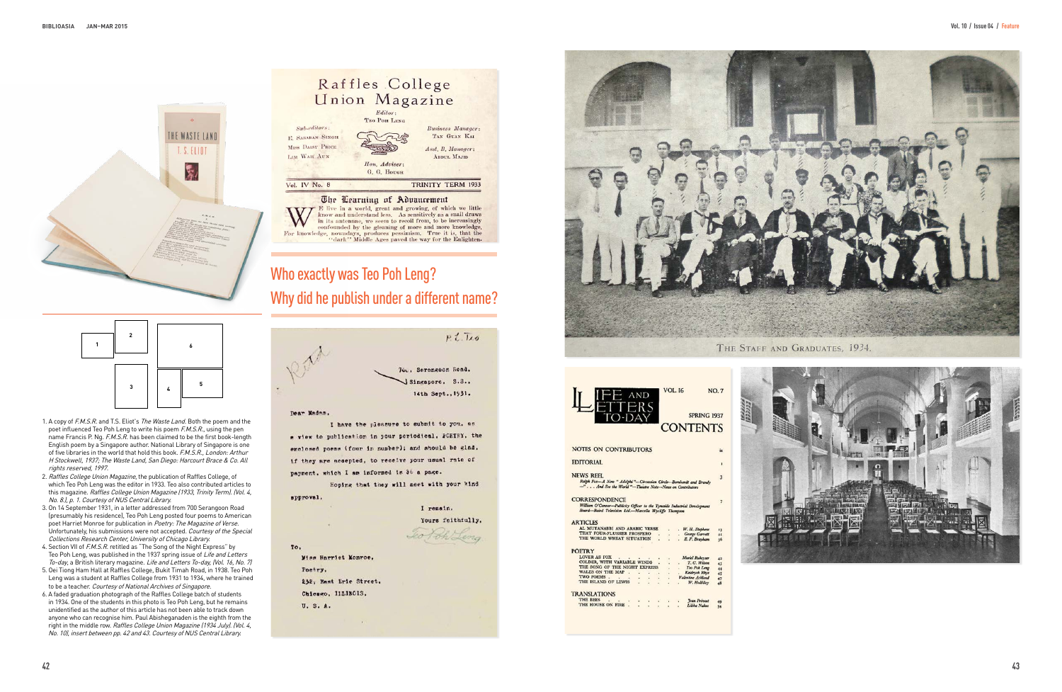## Who exactly was Teo Poh Leng? Why did he publish under a different name?

1. A copy of *F.M.S.R.* and T.S. Eliot's *The Waste Land*. Both the poem and the poet influenced Teo Poh Leng to write his poem *F.M.S.R.*, using the pen name Francis P. Ng. *F.M.S.R.* has been claimed to be the first book-length English poem by a Singapore author. National Library of Singapore is one of five libraries in the world that hold this book. *F.M.S.R., London: Arthur H Stockwell, 1937; The Waste Land, San Diego: Harcourt Brace & Co. All rights reserved, 1997.*
2. *Raffles College Union Magazine*, the publication of Raffles College, of which Teo Poh Leng was the editor in 1933. Teo also contributed articles to this magazine. *Raffles College Union Magazine (1933, Trinity Term). (Vol. 4, No. 8.), p. 1. Courtesy of NUS Central Library.*
3. On 14 September 1931, in a letter addressed from 700 Serangoon Road (presumably his residence), Teo Poh Leng posted four poems to American poet Harriet Monroe for publication in *Poetry: The Magazine of Verse*. Unfortunately, his submissions were not accepted. *Courtesy of the Special Collections Research Center, University of Chicago Library.*
4. Section VII of *F.M.S.R.* retitled as "The Song of the Night Express" by Teo Poh Leng, was published in the 1937 spring issue of *Life and Letters To-day*, a British literary magazine. *Life and Letters To-day, (Vol. 16, No. 7)*
5. Oei Tiong Ham Hall at Raffles College, Bukit Timah Road, in 1938. Teo Poh Leng was a student at Raffles College from 1931 to 1934, where he trained to be a teacher. *Courtesy of National Archives of Singapore.*
6. A faded graduation photograph of the Raffles College batch of students in 1934. One of the students in this photo is Teo Poh Leng, but he remains unidentified as the author of this article has not been able to track down anyone who can recognise him. Paul Abisheganaden is the eighth from the right in the middle row. *Raffles College Union Magazine (1934 July). (Vol. 4, No. 10), insert between pp. 42 and 43. Courtesy of NUS Central Library.*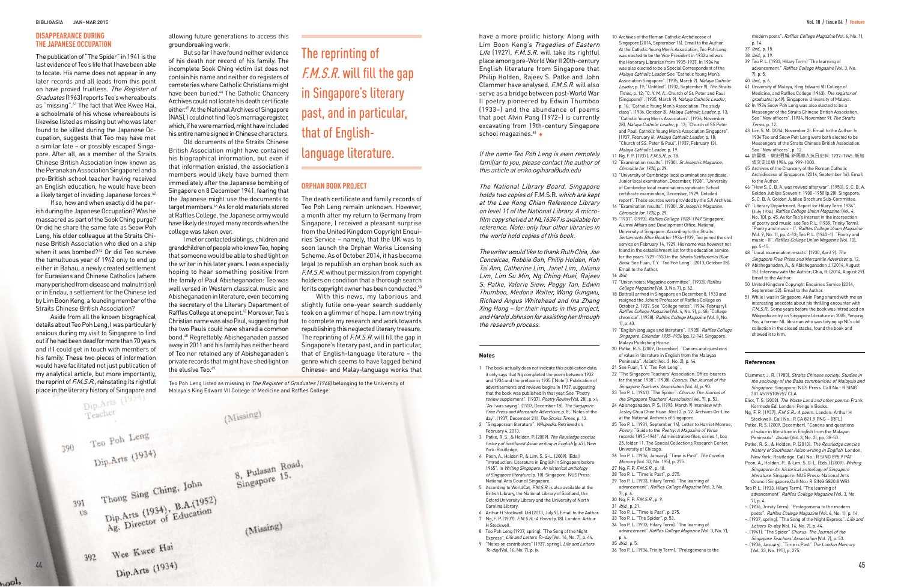## DISAPPEARANCE DURING THE JAPANESE OCCUPATION

The publication of "The Spider" in 1941 is the last evidence of Teo's life that I have been able to locate. His name does not appear in any later records and all leads from this point on have proved fruitless. *The Register of Graduates* (1963) reports Teo's whereabouts as "missing".[41] The fact that Wee Kwee Hai, a schoolmate of his whose whereabouts is likewise listed as missing but who was later found to be killed during the Japanese Occupation, suggests that Teo may have met a similar fate – or possibly escaped Singapore. After all, as a member of the Straits Chinese British Association (now known as the Peranakan Association Singapore) and a pro-British school teacher having received an English education, he would have been a likely target of invading Japanese forces.[42]

If so, how and when exactly did he perish during the Japanese Occupation? Was he massacred as part of the Sook Ching purge? Or did he share the same fate as Seow Poh Leng, his older colleague at the Straits Chinese British Association who died on a ship when it was bombed?[43] Or did Teo survive the tumultuous year of 1942 only to end up either in Bahau, a newly created settlement for Eurasians and Chinese Catholics (where many perished from disease and malnutrition) or in Endau, a settlement for the Chinese led by Lim Boon Keng, a founding member of the Straits Chinese British Association?

Aside from all the known biographical details about Teo Poh Leng, I was particularly anxious during my visit to Singapore to find out if he had been dead for more than 70 years and if I could get in touch with members of his family. These two pieces of information would have facilitated not just publication of my analytical article, but more importantly, the reprint of *F.M.S.R.*, reinstating its rightful place in the literary history of Singapore and allowing future generations to access this groundbreaking work.

But so far I have found neither evidence of his death nor record of his family. The incomplete Sook Ching victim list does not contain his name and neither do registers of cemeteries where Catholic Christians might have been buried.[44] The Catholic Chancery Archives could not locate his death certificate either.[45] At the National Archives of Singapore (NAS), I could not find Teo's marriage register, which, if he were married, might have included his entire name signed in Chinese characters.

Old documents of the Straits Chinese British Association might have contained his biographical information, but even if that information existed, the association's members would likely have burned them immediately after the Japanese bombing of Singapore on 8 December 1941, fearing that the Japanese might use the documents to target members.[46] As for old materials stored at Raffles College, the Japanese army would have likely destroyed many records when the college was taken over.

I met or contacted siblings, children and grandchildren of people who knew Teo, hoping that someone would be able to shed light on the writer in his later years. I was especially hoping to hear something positive from the family of Paul Abisheganaden: Teo was well versed in Western classical music and Abisheganaden in literature, even becoming the secretary of the Literary Department of Raffles College at one point.[47] Moreover, Teo's Christian name was also Paul, suggesting that the two Pauls could have shared a common bond.[48] Regrettably, Abisheganaden passed away in 2011 and his family has neither heard of Teo nor retained any of Abisheganaden's private records that might have shed light on the elusive Teo.[49]

Teo Poh Leng listed as missing in *The Register of Graduates (1968)* belonging to the University of Malaya's King Edward VII College of Medicine and Raffles College.

> The reprinting of *F.M.S.R.* will fill the gap in Singapore's literary past, and in particular, that of English-language literature.

## ORPHAN BOOK PROJECT

The death certificate and family records of Teo Poh Leng remain unknown. However, a month after my return to Germany from Singapore, I received a pleasant surprise from the United Kingdom Copyright Enquiries Service – namely, that the UK was to soon launch the Orphan Works Licensing Scheme. As of October 2014, it has become legal to republish an orphan book such as *F.M.S.R.* without permission from copyright holders on condition that a thorough search for its copyright owner has been conducted.[50]

With this news, my laborious and slightly futile one-year search suddenly took on a glimmer of hope. I am now trying to complete my research and work towards republishing this neglected literary treasure. The reprinting of *F.M.S.R.* will fill the gap in Singapore's literary past, and in particular, that of English-language literature – the genre which seems to have lagged behind Chinese- and Malay-language works that have a more prolific history. Along with Lim Boon Keng's *Tragedies of Eastern Life* (1927), *F.M.S.R.* will take its rightful place among pre-World War II 20th-century English literature from Singapore that Philip Holden, Rajeev S. Patke and John Clammer have analysed. *F.M.S.R.* will also serve as a bridge between post-World War II poetry pioneered by Edwin Thumboo (1933–) and the abundance of poems that poet Alvin Pang (1972–) is currently excavating from 19th-century Singapore school magazines.[51] ◆

*If the name Teo Poh Leng is even remotely familiar to you, please contact the author of this article at eriko.ogihara@udo.edu*

*The National Library Board, Singapore holds two copies of* F.M.S.R. *which are kept at the Lee Kong Chian Reference Library on level 11 of the National Library. A microfilm copy shelved at NL16347 is available for reference. Note: only four other libraries in the world hold copies of this book.*

*The writer would like to thank Ruth Chia, Joe Conceicao, Robbie Goh, Philip Holden, Koh Tai Ann, Catherine Lim, Janet Lim, Juliana Lim, Lim Su Min, Ng Ching Huei, Rajeev S. Patke, Valerie Siew, Peggy Tan, Edwin Thumboo, Medona Walter, Wang Gungwu, Richard Angus Whitehead and Ina Zhang Xing Hong – for their inputs in this project, and Harold Johnson for assisting her through the research process.*

## Notes

1. The book actually does not indicate this publication date; it only says that Ng completed the poem between 1932 and 1934 and the preface in 1935 ("Note"). Publication of advertisements and reviews begins in 1937, suggesting that the book was published in that year. See "Poetry review supplement". (1937). *Poetry Review* (Vol. 28), p. xi; "As I was saying". (1937, December 18). *The Singapore Free Press and Mercantile Advertiser*, p. 8; "Notes of the day". (1937, December 21). *The Straits Times*, p. 12.
2. "Singaporean literature". *Wikipedia*. Retrieved on February 4, 2013.
3. Patke, R. S., & Holden, P. (2009). *The Routledge concise history of Southeast Asian writing in English* (p.47). New York: Routledge.
4. Poon, A., Holden P., & Lim, S. G-L. (2009). (Eds.) "Introduction: Literature in English in Singapore before 1965". In *Writing Singapore: An historical anthology of Singapore literature* (p. 10). Singapore: NUS Press: National Arts Council Singapore.
5. According to WorldCat, *F.M.S.R.* is also available at the British Library, the National Library of Scotland, the Oxford University Library and the University of North Carolina Library.
6. Arthur H Stockwell Ltd (2013, July 9). Email to the Author.
7. Ng, F. P. (1937). *F.M.S.R.: A Poem* (p.18). London: Arthur H Stockwell.
8. Teo Poh Leng (1937, spring). "The Song of the Night Express". *Life and Letters To-day* (Vol. 16, No. 7), p. 44.
9. "Notes on contributors" (1937, spring). *Life and Letters To-day* (Vol. 16, No. 7), p. ix.
10. Archives of the Roman Catholic Archdiocese of Singapore (2014, September 16). Email to the Author. At the Catholic Young Men's Association, Teo Poh Leng was elected to be the Vice President in 1932 and was the Honorary Librarian from 1935-1937. In 1934 he was also elected to be a Special Correspondent of the *Malaya Catholic Leader*. See "Catholic Young Men's Association Singapore". (1935, March 2). *Malaya Catholic Leader*, p. 19; "Untitled". (1932, September 9). *The Straits Times*, p. 12; "C. Y. M. A.: Church of St. Peter and Paul (Singapore)". (1935, March 9). *Malaya Catholic Leader*, p. 16; "Catholic Young Men's Association: The study class". (1936, October 3). *Malaya Catholic Leader*, p. 13; "Catholic Young Men's Association". (1936, November 28). *Malaya Catholic Leader*, p. 13; "Church of SS Peter and Paul: Catholic Young Men's Association Singapore". (1937, February 6). *Malaya Catholic Leader*, p. 18; "Church of SS. Peter & Paul". (1937, February 13). *Malaya Catholic Leader*, p. 19.
11. Ng, F. P. (1937). *F.M.S.R.*, p. 18.
12. "Examination results". (1930). *St Joseph's Magazine. Chronicle for 1930*, p. 29.
13. "University of Cambridge local examinations syndicate: Junior local examination, December, 1928". "University of Cambridge local examinations syndicate: School certificate examination, December, 1929: Detailed report". These sources were provided by the SJI Archives.
14. "Examination results". (1930). *St Joseph's Magazine. Chronicle for 1930*, p. 29.
15. "1931". (1993). *Raffles College 1928-1949*. Singapore: Alumni Affairs and Development Office, National University of Singapore. According to the *Straits Settlements Blue Book* for 1934–1939, Teo joined the civil service on February 14, 1929. His name was however not found in the establishment list for the education service for the years 1929–1933 in the *Straits Settlements Blue Book*. See Fuan, T. Y. "Teo Poh Leng". (2013, October 28). Email to the Author.
16. *Ibid.*
17. "Union notes: Magazine committee". (1933). *Raffles College Magazine* (Vol. 3, No. 7), p. 62.
18. Bottrall arrived in Singapore on December 8, 1933 and resigned the Johore Professor of Raffles College on October 2, 1937. See "College notes". (1934, February). *Raffles College Magazine* (Vol. 4, No. 9), p. 48; "College chronicle". (1938). *Raffles College Magazine* (Vol. 8, No. 1), p. 63.
19. "English language and literature". (1935). *Raffles College Singapore: Calendar 1935–1936* (pp.12-14). Singapore: Malaya Publishing House.
20. Patke, R. S. (2009, December). "Canons and questions of value in literature in English from the Malayan Peninsula". *Asiatic* (Vol. 3, No. 2), p. 44.
21. See Fuan, T. Y. "Teo Poh Leng".
22. "The Singapore Teachers' Association: Office-bearers for the year 1938". (1938). *Chorus: The Journal of the Singapore Teachers' Association* (Vol. 4), p. 90.
23. Teo P. L. (1941). "The Spider". *Chorus: The Journal of the Singapore Teachers' Association* (Vol. 7), p. 53.
24. Abisheganaden, P. S. (1993, March 9) Interview with Jesley Chua Chee Huan. Reel 2, p. 22. Archives On-Line at the National Archives of Singapore.
25. Teo P. L. (1931, September 14). Letter to Harriet Monroe, *Poetry*. "Guide to the *Poetry: A Magazine of Verse* records 1895–1961". Administrative files, series 1, box 25, folder 11. The Special Collections Research Center, University of Chicago.
26. Teo P. L. (1936, January). "Time is Past". *The London Mercury* (Vol. 33, No. 195), p. 275.
27. Ng, F. P. *F.M.S.R.*, p. 18.
28. Teo P. L. "Time is Past", p. 275.
29. Teo P. L. (1933, Hilary Term). "The learning of advancement". *Raffles College Magazine* (Vol. 3, No. 7), p. 4.
30. Ng, F. P. *F.M.S.R.*, p. 9.
31. *Ibid.*, p. 21.
32. Teo P. L. "Time is Past", p. 275.
33. Teo P. L. "The Spider", p. 53.
34. Teo P. L. (1933, Hilary Term). "The learning of advancement" *Raffles College Magazine* (Vol. 3, No. 7), p. 4.
35. *Ibid.*, p. 5.
36. Teo P. L. (1936, Trinity Term). "Prolegomena to the modern poets". *Raffles College Magazine* (Vol. 6, No. 1), p. 14.
37. *Ibid.*, p. 15.
38. *Ibid.*, p. 19.
39. Teo P. L. (1933, Hilary Term) "The learning of advancement." *Raffles College Magazine* (Vol. 3, No. 7), p. 5.
40. *Ibid.*, p. 6.
41. University of Malaya, King Edward VII College of Medicine, and Raffles College (1963). *The register of graduates* (p.49). Singapore: University of Malaya.
42. In 1934 Seow Poh Leng was also elected to be a Messenger of the Straits Chinese British Association. See "New officers". (1934, November 9). *The Straits Times*, p. 12.
43. Lim S. M. (2014, November 2). Email to the Author. In 1934 Teo and Seow Poh Leng were both elected to be Messengers of the Straits Chinese British Association. See "New officers", p. 12.
44. 許雲樵、蔡史君編. 新馬華人抗日史料: 1937-1945. 新加坡文史出版 1984. pp. 999-1000.
45. Archives of the Chancery of the Roman Catholic Archdiocese of Singapore. (2014, September 16). Email to the Author.
46. "How S. C. B. A. was revived after war". (1950). S. C. B. A. Golden Jubilee Souvenir: 1900–1950 (p.28). Singapore: S. C. B. A. Golden Jubilee Brochure Sub-Committee.
47. "Literary Department. Report for Hilary Term 1934". (July 1934). *Raffles College Union Magazine*. (Vol. 4, No. 10), p. 45. As for Teo's interest in the intersection of poetry and music, see Teo P. L. (1939, Trinity Term). "Poetry and music - I". *Raffles College Union Magazine* (Vol. 9, No. 1), pp. 4-13; Teo P. L. (1940–1). "Poetry and music - II". *Raffles College Union Magazine* (Vol. 10), pp. 5-15.
48. "Local examination results" (1930, April 9). *The Singapore Free Press and Mercantile Advertiser*, p. 12.
49. Abisheganaden, A., & Abisheganaden J. (2014, August 15). Interview with the Author; Chia, R. (2014, August 29). Email to the Author.
50. United Kingdom Copyright Enquiries Service (2014, September 22). Email to the Author.
51. While I was in Singapore, Alvin Pang shared with me an interesting anecdote about his thrilling encounter with *F.M.S.R.*. Some years before the book was introduced on Wikipedia entry on Singapore literature in 2005, Yenping Yeo, a former NL librarian who was tidying up NL's old collection in the closed stacks, found the book and showed it to him.

## References

Clammer, J. R. (1980). *Straits Chinese society: Studies in the sociology of the Baba communities of Malaysia and Singapore*. Singapore: NUS Press. Call No.: R SING 301.45195105957 CLA

Eliot, T. S. (2003). *The Waste Land and other poems*. Frank Kermode Ed. London: Penguin Books.

Ng, F. P. (1937). *F.M.S.R.: A poem*. London: Arthur H Stockwell. Call No.: R CA 821.9 PNG – [RFL]

Patke, R. S. (2009, December). "Canons and questions of value in literature in English from the Malayan Peninsula". *Asiatic* (Vol. 3, No. 2), pp. 38-53.

Patke, R. S., & Holden, P. (2010). *The Routledge concise history of Southeast Asian writing in English*. London, New York: Routledge. Call No.: R SING 895.9 PAT

Poon, A., Holden, P., & Lim, S. G-L. (Eds.) (2009). *Writing Singapore: An historical anthology of Singapore literature*. Singapore: NUS Press: National Arts Council Singapore.Call No.: R SING S820.8 WRI

Teo P. L. (1933, Hilary Term). "The learning of advancement" *Raffles College Magazine* (Vol. 3, No. 7), p. 4.

–. (1936, Trinity Term). "Prolegomena to the modern poets". *Raffles College Magazine* (Vol. 6, No. 1), p. 14.

–. (1937, spring). "The Song of the Night Express". *Life and Letters To-day* (Vol. 16, No. 7), p. 44.

–. (1941). "The Spider" *Chorus: The Journal of the Singapore Teachers' Association* (Vol. 7), p. 53.

–. (1936, January). "Time is Past" *The London Mercury* (Vol. 33, No. 195), p. 275.